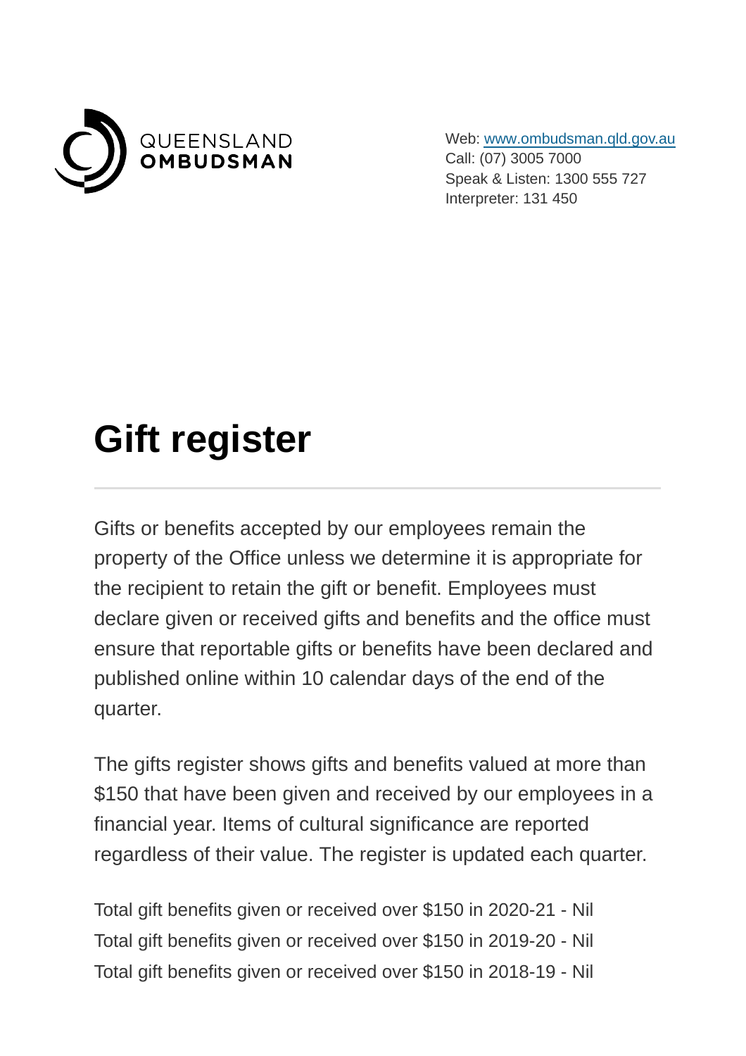QUEENSLAND OMBUDSMAN

Web: www.ombudsman.qld.gov.au
Call: (07) 3005 7000
Speak & Listen: 1300 555 727
Interpreter: 131 450

# Gift register

Gifts or benefits accepted by our employees remain the property of the Office unless we determine it is appropriate for the recipient to retain the gift or benefit. Employees must declare given or received gifts and benefits and the office must ensure that reportable gifts or benefits have been declared and published online within 10 calendar days of the end of the quarter.

The gifts register shows gifts and benefits valued at more than $150 that have been given and received by our employees in a financial year. Items of cultural significance are reported regardless of their value. The register is updated each quarter.

Total gift benefits given or received over $150 in 2020-21 - Nil
Total gift benefits given or received over $150 in 2019-20 - Nil
Total gift benefits given or received over $150 in 2018-19 - Nil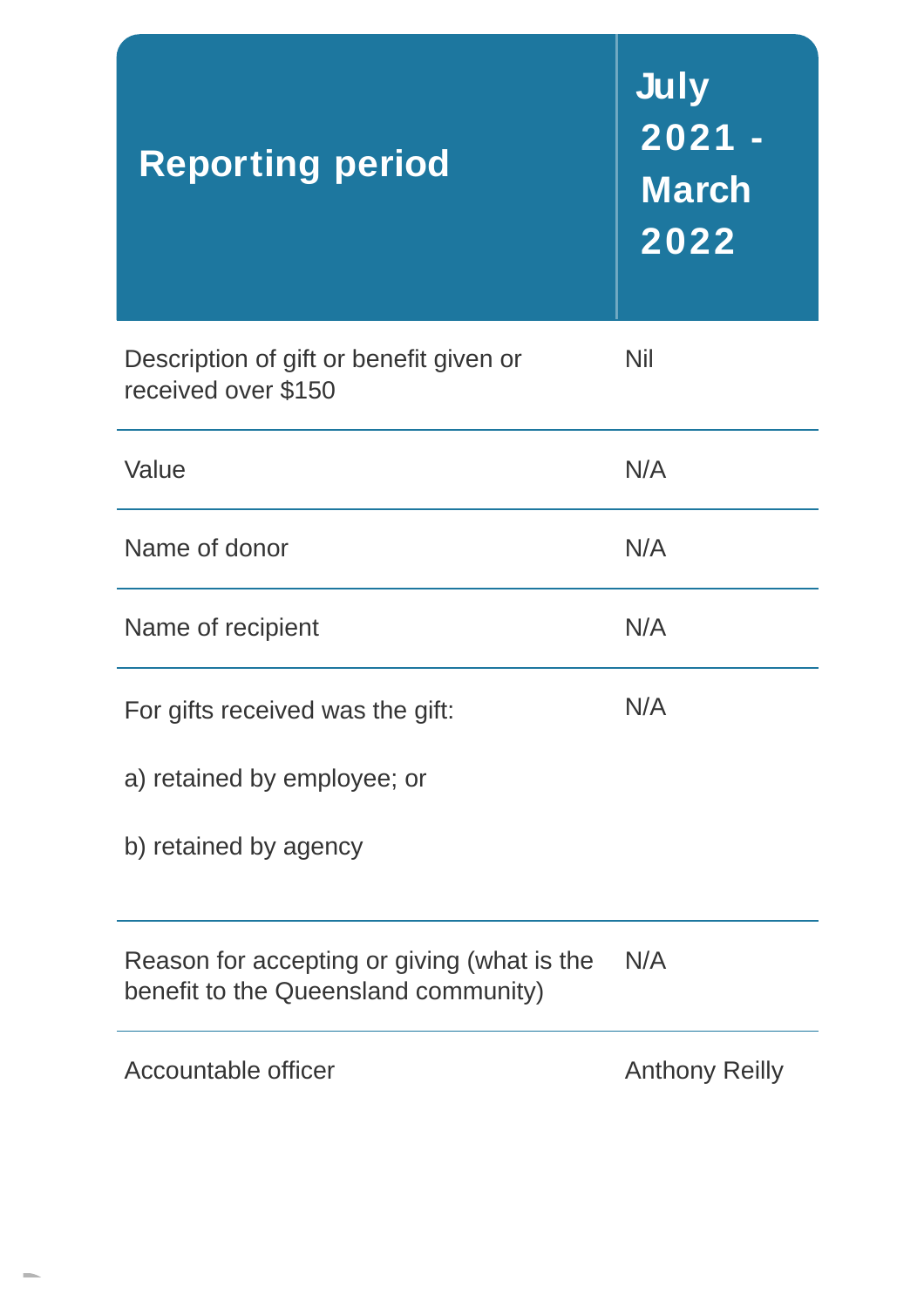| Reporting period | July 2021 - March 2022 |
| --- | --- |
| Description of gift or benefit given or received over $150 | Nil |
| Value | N/A |
| Name of donor | N/A |
| Name of recipient | N/A |
| For gifts received was the gift:<br><br>a) retained by employee; or<br><br>b) retained by agency | N/A |
| Reason for accepting or giving (what is the benefit to the Queensland community) | N/A |
| Accountable officer | Anthony Reilly |